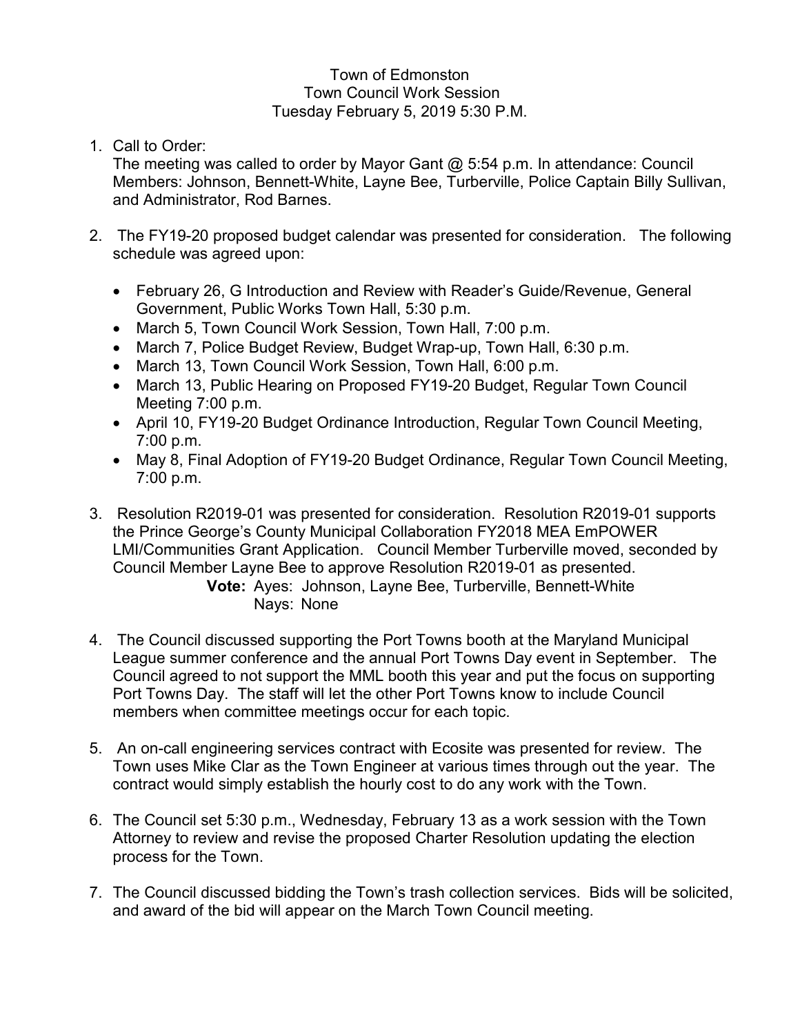# Town of Edmonston
## Town Council Work Session
### Tuesday February 5, 2019 5:30 P.M.

1. Call to Order:
   The meeting was called to order by Mayor Gant @ 5:54 p.m. In attendance: Council Members: Johnson, Bennett-White, Layne Bee, Turberville, Police Captain Billy Sullivan, and Administrator, Rod Barnes.

2. The FY19-20 proposed budget calendar was presented for consideration. The following schedule was agreed upon:

   - February 26, G Introduction and Review with Reader's Guide/Revenue, General Government, Public Works Town Hall, 5:30 p.m.
   - March 5, Town Council Work Session, Town Hall, 7:00 p.m.
   - March 7, Police Budget Review, Budget Wrap-up, Town Hall, 6:30 p.m.
   - March 13, Town Council Work Session, Town Hall, 6:00 p.m.
   - March 13, Public Hearing on Proposed FY19-20 Budget, Regular Town Council Meeting 7:00 p.m.
   - April 10, FY19-20 Budget Ordinance Introduction, Regular Town Council Meeting, 7:00 p.m.
   - May 8, Final Adoption of FY19-20 Budget Ordinance, Regular Town Council Meeting, 7:00 p.m.

3. Resolution R2019-01 was presented for consideration. Resolution R2019-01 supports the Prince George's County Municipal Collaboration FY2018 MEA EmPOWER LMI/Communities Grant Application. Council Member Turberville moved, seconded by Council Member Layne Bee to approve Resolution R2019-01 as presented.
   **Vote:** Ayes: Johnson, Layne Bee, Turberville, Bennett-White
   Nays: None

4. The Council discussed supporting the Port Towns booth at the Maryland Municipal League summer conference and the annual Port Towns Day event in September. The Council agreed to not support the MML booth this year and put the focus on supporting Port Towns Day. The staff will let the other Port Towns know to include Council members when committee meetings occur for each topic.

5. An on-call engineering services contract with Ecosite was presented for review. The Town uses Mike Clar as the Town Engineer at various times through out the year. The contract would simply establish the hourly cost to do any work with the Town.

6. The Council set 5:30 p.m., Wednesday, February 13 as a work session with the Town Attorney to review and revise the proposed Charter Resolution updating the election process for the Town.

7. The Council discussed bidding the Town's trash collection services. Bids will be solicited, and award of the bid will appear on the March Town Council meeting.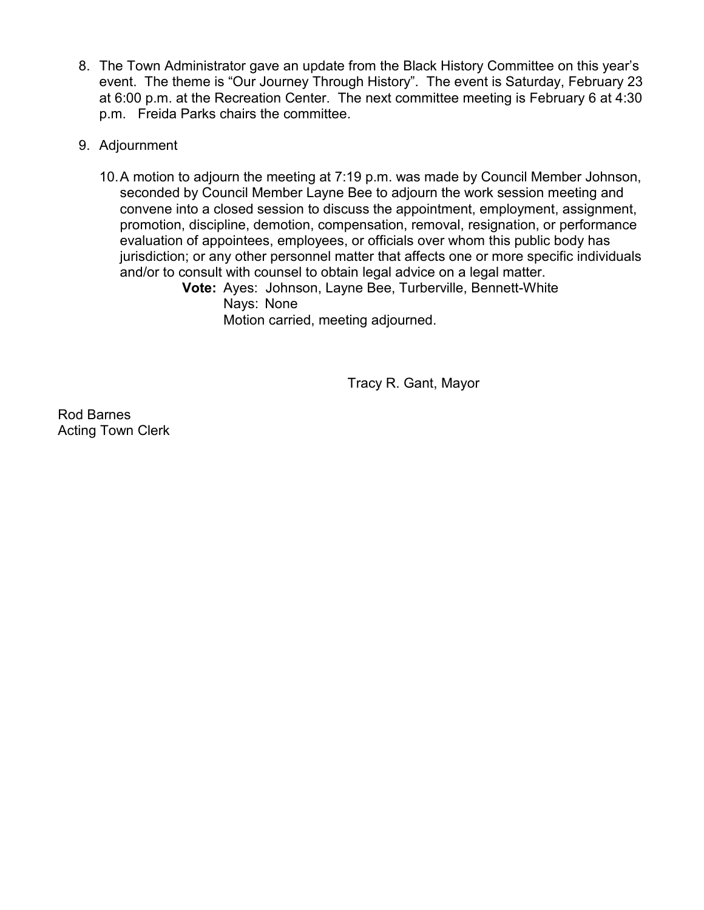8. The Town Administrator gave an update from the Black History Committee on this year's event. The theme is "Our Journey Through History". The event is Saturday, February 23 at 6:00 p.m. at the Recreation Center. The next committee meeting is February 6 at 4:30 p.m. Freida Parks chairs the committee.

9. Adjournment

10. A motion to adjourn the meeting at 7:19 p.m. was made by Council Member Johnson, seconded by Council Member Layne Bee to adjourn the work session meeting and convene into a closed session to discuss the appointment, employment, assignment, promotion, discipline, demotion, compensation, removal, resignation, or performance evaluation of appointees, employees, or officials over whom this public body has jurisdiction; or any other personnel matter that affects one or more specific individuals and/or to consult with counsel to obtain legal advice on a legal matter.

    **Vote:** Ayes: Johnson, Layne Bee, Turberville, Bennett-White
    Nays: None
    Motion carried, meeting adjourned.

Tracy R. Gant, Mayor

Rod Barnes
Acting Town Clerk